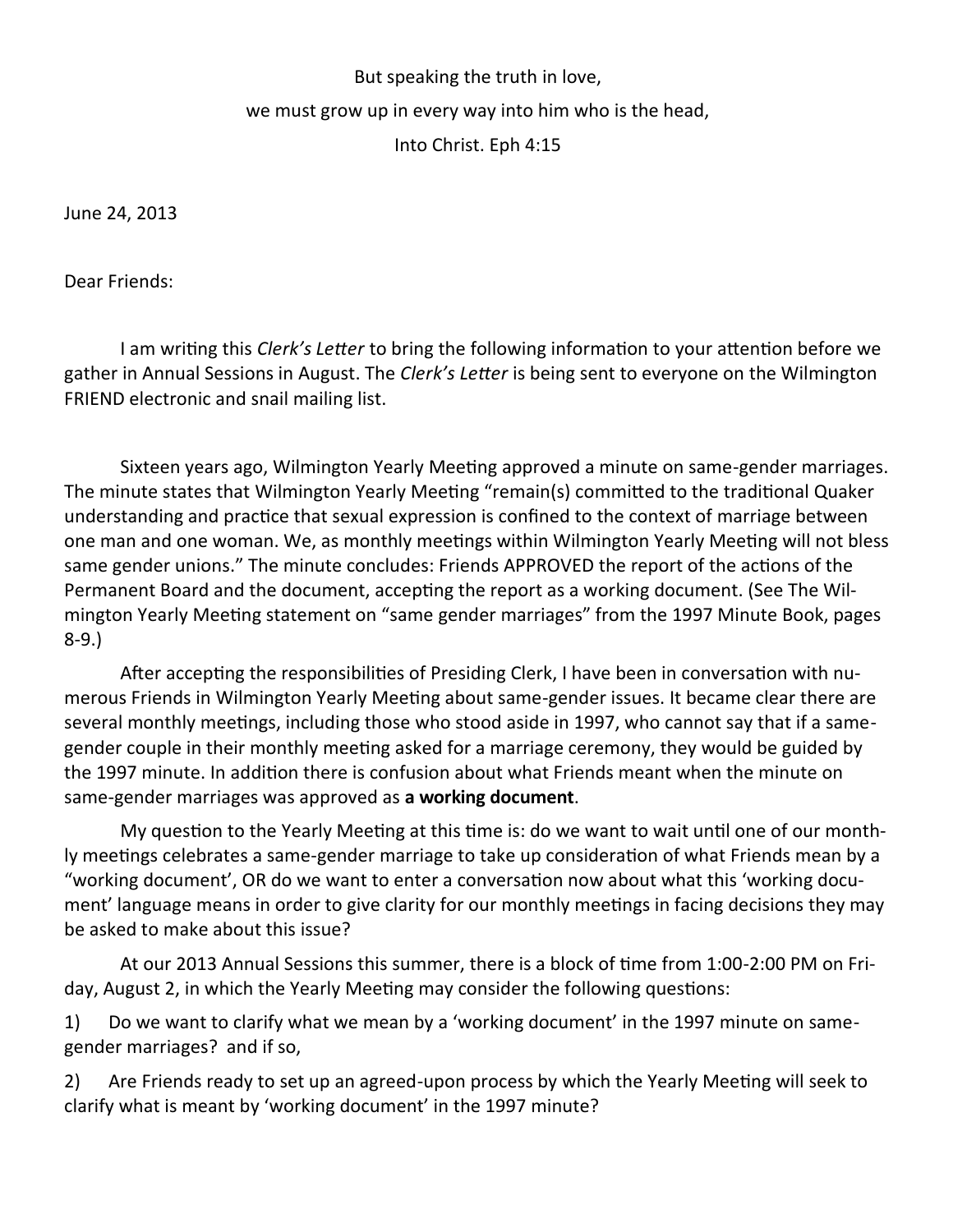But speaking the truth in love,
we must grow up in every way into him who is the head,
Into Christ. Eph 4:15

June 24, 2013

Dear Friends:

I am writing this *Clerk's Letter* to bring the following information to your attention before we gather in Annual Sessions in August. The *Clerk's Letter* is being sent to everyone on the Wilmington FRIEND electronic and snail mailing list.

Sixteen years ago, Wilmington Yearly Meeting approved a minute on same-gender marriages. The minute states that Wilmington Yearly Meeting "remain(s) committed to the traditional Quaker understanding and practice that sexual expression is confined to the context of marriage between one man and one woman. We, as monthly meetings within Wilmington Yearly Meeting will not bless same gender unions." The minute concludes: Friends APPROVED the report of the actions of the Permanent Board and the document, accepting the report as a working document. (See The Wilmington Yearly Meeting statement on "same gender marriages" from the 1997 Minute Book, pages 8-9.)

After accepting the responsibilities of Presiding Clerk, I have been in conversation with numerous Friends in Wilmington Yearly Meeting about same-gender issues. It became clear there are several monthly meetings, including those who stood aside in 1997, who cannot say that if a same-gender couple in their monthly meeting asked for a marriage ceremony, they would be guided by the 1997 minute. In addition there is confusion about what Friends meant when the minute on same-gender marriages was approved as **a working document**.

My question to the Yearly Meeting at this time is: do we want to wait until one of our monthly meetings celebrates a same-gender marriage to take up consideration of what Friends mean by a "working document', OR do we want to enter a conversation now about what this 'working document' language means in order to give clarity for our monthly meetings in facing decisions they may be asked to make about this issue?

At our 2013 Annual Sessions this summer, there is a block of time from 1:00-2:00 PM on Friday, August 2, in which the Yearly Meeting may consider the following questions:

1) Do we want to clarify what we mean by a 'working document' in the 1997 minute on same-gender marriages? and if so,

2) Are Friends ready to set up an agreed-upon process by which the Yearly Meeting will seek to clarify what is meant by 'working document' in the 1997 minute?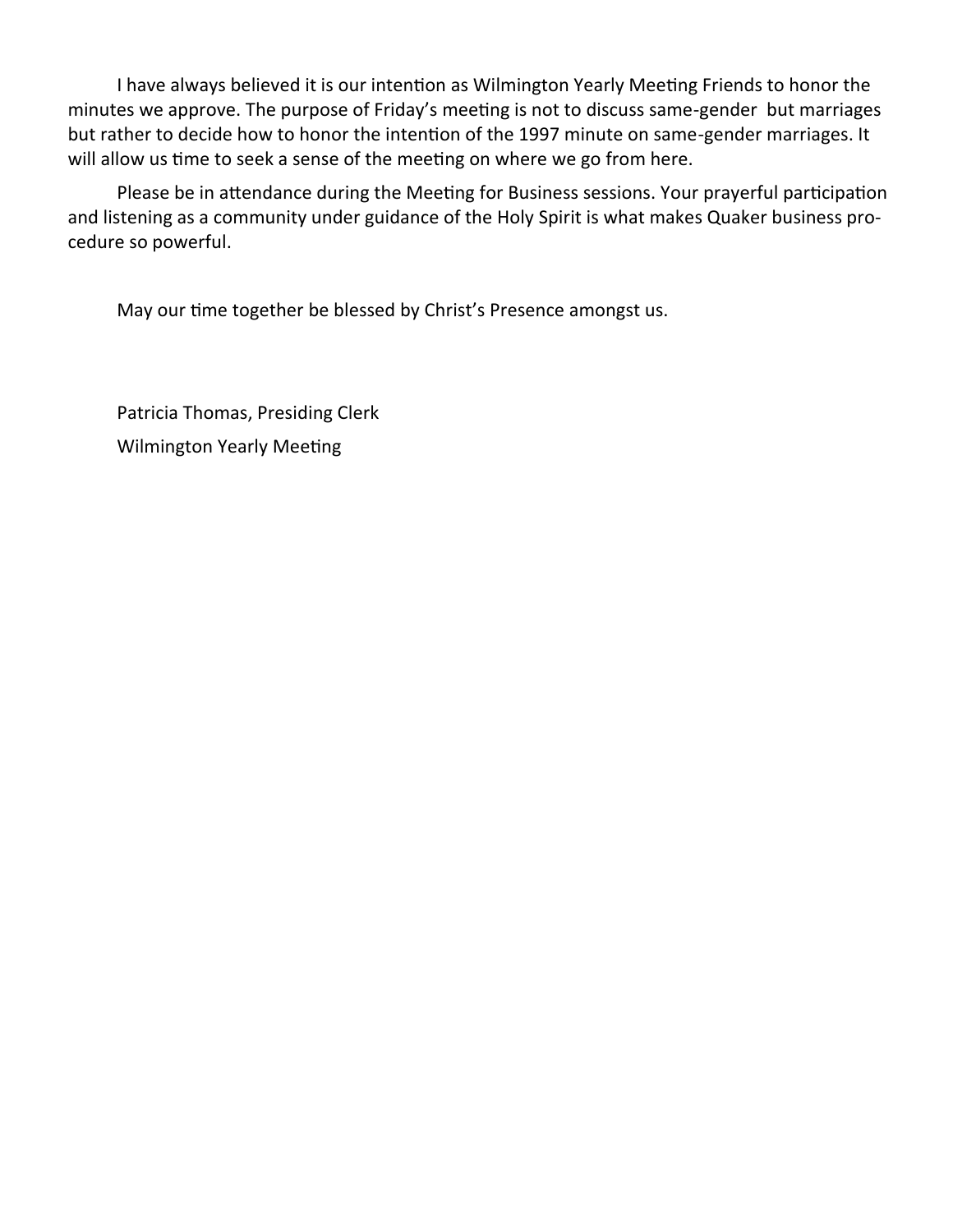I have always believed it is our intention as Wilmington Yearly Meeting Friends to honor the minutes we approve. The purpose of Friday's meeting is not to discuss same-gender but marriages but rather to decide how to honor the intention of the 1997 minute on same-gender marriages. It will allow us time to seek a sense of the meeting on where we go from here.

Please be in attendance during the Meeting for Business sessions. Your prayerful participation and listening as a community under guidance of the Holy Spirit is what makes Quaker business procedure so powerful.

May our time together be blessed by Christ's Presence amongst us.

Patricia Thomas, Presiding Clerk
Wilmington Yearly Meeting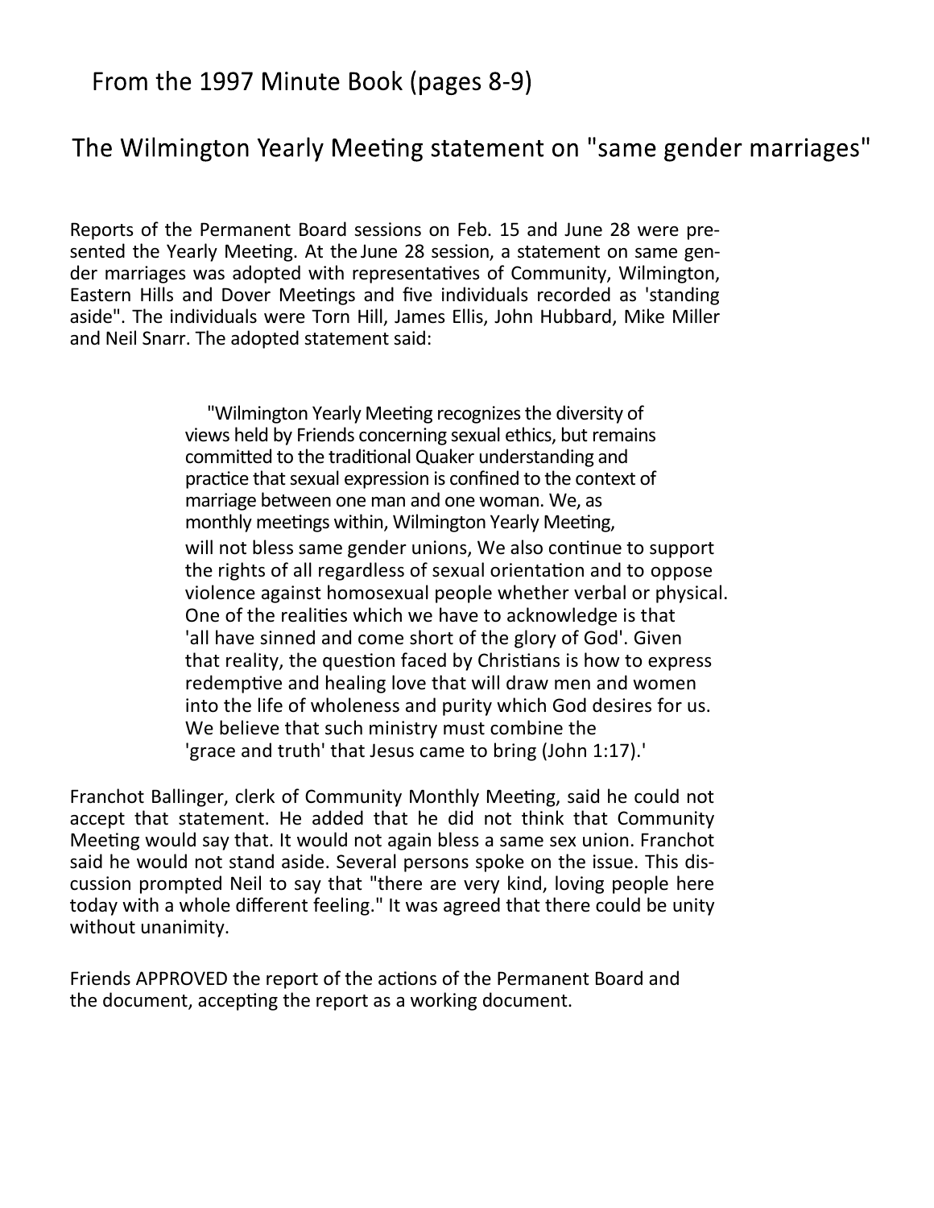# From the 1997 Minute Book (pages 8-9)

## The Wilmington Yearly Meeting statement on "same gender marriages"

Reports of the Permanent Board sessions on Feb. 15 and June 28 were presented the Yearly Meeting. At the June 28 session, a statement on same gender marriages was adopted with representatives of Community, Wilmington, Eastern Hills and Dover Meetings and five individuals recorded as 'standing aside". The individuals were Torn Hill, James Ellis, John Hubbard, Mike Miller and Neil Snarr. The adopted statement said:

> "Wilmington Yearly Meeting recognizes the diversity of views held by Friends concerning sexual ethics, but remains committed to the traditional Quaker understanding and practice that sexual expression is confined to the context of marriage between one man and one woman. We, as monthly meetings within, Wilmington Yearly Meeting, will not bless same gender unions, We also continue to support the rights of all regardless of sexual orientation and to oppose violence against homosexual people whether verbal or physical. One of the realities which we have to acknowledge is that 'all have sinned and come short of the glory of God'. Given that reality, the question faced by Christians is how to express redemptive and healing love that will draw men and women into the life of wholeness and purity which God desires for us. We believe that such ministry must combine the 'grace and truth' that Jesus came to bring (John 1:17).'

Franchot Ballinger, clerk of Community Monthly Meeting, said he could not accept that statement. He added that he did not think that Community Meeting would say that. It would not again bless a same sex union. Franchot said he would not stand aside. Several persons spoke on the issue. This discussion prompted Neil to say that "there are very kind, loving people here today with a whole different feeling." It was agreed that there could be unity without unanimity.

Friends APPROVED the report of the actions of the Permanent Board and the document, accepting the report as a working document.